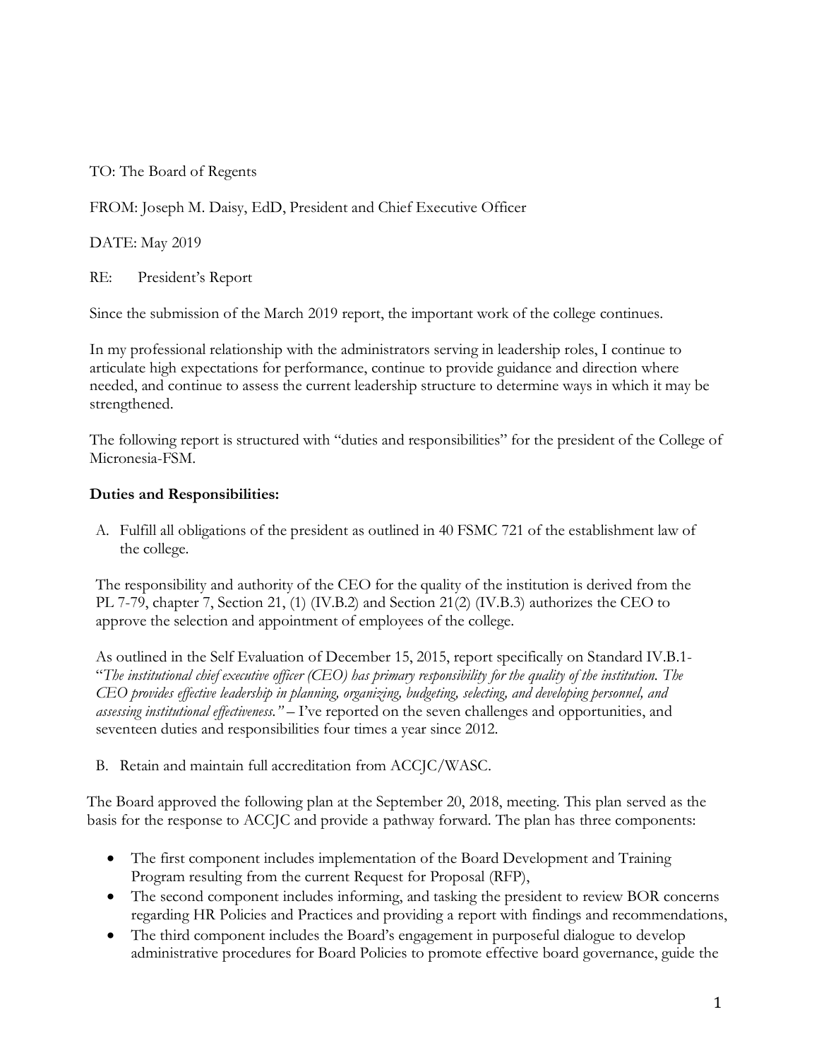TO: The Board of Regents

FROM: Joseph M. Daisy, EdD, President and Chief Executive Officer

DATE: May 2019

RE: President's Report

Since the submission of the March 2019 report, the important work of the college continues.

In my professional relationship with the administrators serving in leadership roles, I continue to articulate high expectations for performance, continue to provide guidance and direction where needed, and continue to assess the current leadership structure to determine ways in which it may be strengthened.

The following report is structured with "duties and responsibilities" for the president of the College of Micronesia-FSM.

**Duties and Responsibilities:**

A. Fulfill all obligations of the president as outlined in 40 FSMC 721 of the establishment law of the college.

The responsibility and authority of the CEO for the quality of the institution is derived from the PL 7-79, chapter 7, Section 21, (1) (IV.B.2) and Section 21(2) (IV.B.3) authorizes the CEO to approve the selection and appointment of employees of the college.

As outlined in the Self Evaluation of December 15, 2015, report specifically on Standard IV.B.1- "*The institutional chief executive officer (CEO) has primary responsibility for the quality of the institution. The CEO provides effective leadership in planning, organizing, budgeting, selecting, and developing personnel, and assessing institutional effectiveness."* – I've reported on the seven challenges and opportunities, and seventeen duties and responsibilities four times a year since 2012.

B. Retain and maintain full accreditation from ACCJC/WASC.

The Board approved the following plan at the September 20, 2018, meeting. This plan served as the basis for the response to ACCJC and provide a pathway forward. The plan has three components:

- The first component includes implementation of the Board Development and Training Program resulting from the current Request for Proposal (RFP),
- The second component includes informing, and tasking the president to review BOR concerns regarding HR Policies and Practices and providing a report with findings and recommendations,
- The third component includes the Board's engagement in purposeful dialogue to develop administrative procedures for Board Policies to promote effective board governance, guide the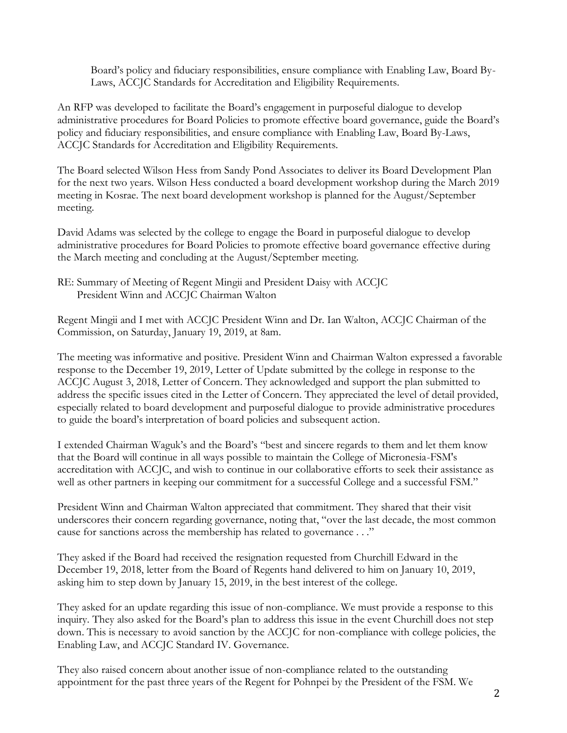Board's policy and fiduciary responsibilities, ensure compliance with Enabling Law, Board By-Laws, ACCJC Standards for Accreditation and Eligibility Requirements.

An RFP was developed to facilitate the Board's engagement in purposeful dialogue to develop administrative procedures for Board Policies to promote effective board governance, guide the Board's policy and fiduciary responsibilities, and ensure compliance with Enabling Law, Board By-Laws, ACCJC Standards for Accreditation and Eligibility Requirements.

The Board selected Wilson Hess from Sandy Pond Associates to deliver its Board Development Plan for the next two years. Wilson Hess conducted a board development workshop during the March 2019 meeting in Kosrae. The next board development workshop is planned for the August/September meeting.

David Adams was selected by the college to engage the Board in purposeful dialogue to develop administrative procedures for Board Policies to promote effective board governance effective during the March meeting and concluding at the August/September meeting.

RE: Summary of Meeting of Regent Mingii and President Daisy with ACCJC
President Winn and ACCJC Chairman Walton

Regent Mingii and I met with ACCJC President Winn and Dr. Ian Walton, ACCJC Chairman of the Commission, on Saturday, January 19, 2019, at 8am.

The meeting was informative and positive. President Winn and Chairman Walton expressed a favorable response to the December 19, 2019, Letter of Update submitted by the college in response to the ACCJC August 3, 2018, Letter of Concern. They acknowledged and support the plan submitted to address the specific issues cited in the Letter of Concern. They appreciated the level of detail provided, especially related to board development and purposeful dialogue to provide administrative procedures to guide the board's interpretation of board policies and subsequent action.

I extended Chairman Waguk's and the Board's "best and sincere regards to them and let them know that the Board will continue in all ways possible to maintain the College of Micronesia-FSM's accreditation with ACCJC, and wish to continue in our collaborative efforts to seek their assistance as well as other partners in keeping our commitment for a successful College and a successful FSM."

President Winn and Chairman Walton appreciated that commitment. They shared that their visit underscores their concern regarding governance, noting that, "over the last decade, the most common cause for sanctions across the membership has related to governance . . ."

They asked if the Board had received the resignation requested from Churchill Edward in the December 19, 2018, letter from the Board of Regents hand delivered to him on January 10, 2019, asking him to step down by January 15, 2019, in the best interest of the college.

They asked for an update regarding this issue of non-compliance. We must provide a response to this inquiry. They also asked for the Board's plan to address this issue in the event Churchill does not step down. This is necessary to avoid sanction by the ACCJC for non-compliance with college policies, the Enabling Law, and ACCJC Standard IV. Governance.

They also raised concern about another issue of non-compliance related to the outstanding appointment for the past three years of the Regent for Pohnpei by the President of the FSM. We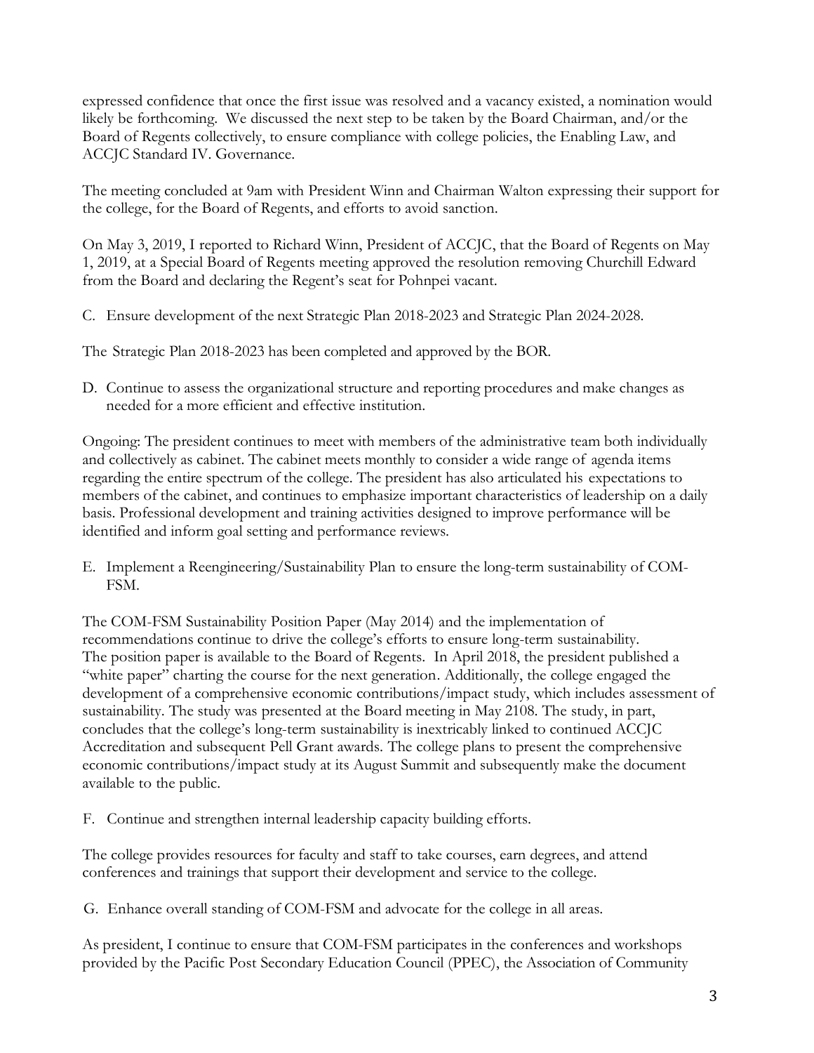expressed confidence that once the first issue was resolved and a vacancy existed, a nomination would likely be forthcoming. We discussed the next step to be taken by the Board Chairman, and/or the Board of Regents collectively, to ensure compliance with college policies, the Enabling Law, and ACCJC Standard IV. Governance.

The meeting concluded at 9am with President Winn and Chairman Walton expressing their support for the college, for the Board of Regents, and efforts to avoid sanction.

On May 3, 2019, I reported to Richard Winn, President of ACCJC, that the Board of Regents on May 1, 2019, at a Special Board of Regents meeting approved the resolution removing Churchill Edward from the Board and declaring the Regent's seat for Pohnpei vacant.

C. Ensure development of the next Strategic Plan 2018-2023 and Strategic Plan 2024-2028.

The Strategic Plan 2018-2023 has been completed and approved by the BOR.

D. Continue to assess the organizational structure and reporting procedures and make changes as needed for a more efficient and effective institution.

Ongoing: The president continues to meet with members of the administrative team both individually and collectively as cabinet. The cabinet meets monthly to consider a wide range of agenda items regarding the entire spectrum of the college. The president has also articulated his expectations to members of the cabinet, and continues to emphasize important characteristics of leadership on a daily basis. Professional development and training activities designed to improve performance will be identified and inform goal setting and performance reviews.

E. Implement a Reengineering/Sustainability Plan to ensure the long-term sustainability of COM-FSM.

The COM-FSM Sustainability Position Paper (May 2014) and the implementation of recommendations continue to drive the college's efforts to ensure long-term sustainability. The position paper is available to the Board of Regents. In April 2018, the president published a "white paper" charting the course for the next generation. Additionally, the college engaged the development of a comprehensive economic contributions/impact study, which includes assessment of sustainability. The study was presented at the Board meeting in May 2108. The study, in part, concludes that the college's long-term sustainability is inextricably linked to continued ACCJC Accreditation and subsequent Pell Grant awards. The college plans to present the comprehensive economic contributions/impact study at its August Summit and subsequently make the document available to the public.

F. Continue and strengthen internal leadership capacity building efforts.

The college provides resources for faculty and staff to take courses, earn degrees, and attend conferences and trainings that support their development and service to the college.

G. Enhance overall standing of COM-FSM and advocate for the college in all areas.

As president, I continue to ensure that COM-FSM participates in the conferences and workshops provided by the Pacific Post Secondary Education Council (PPEC), the Association of Community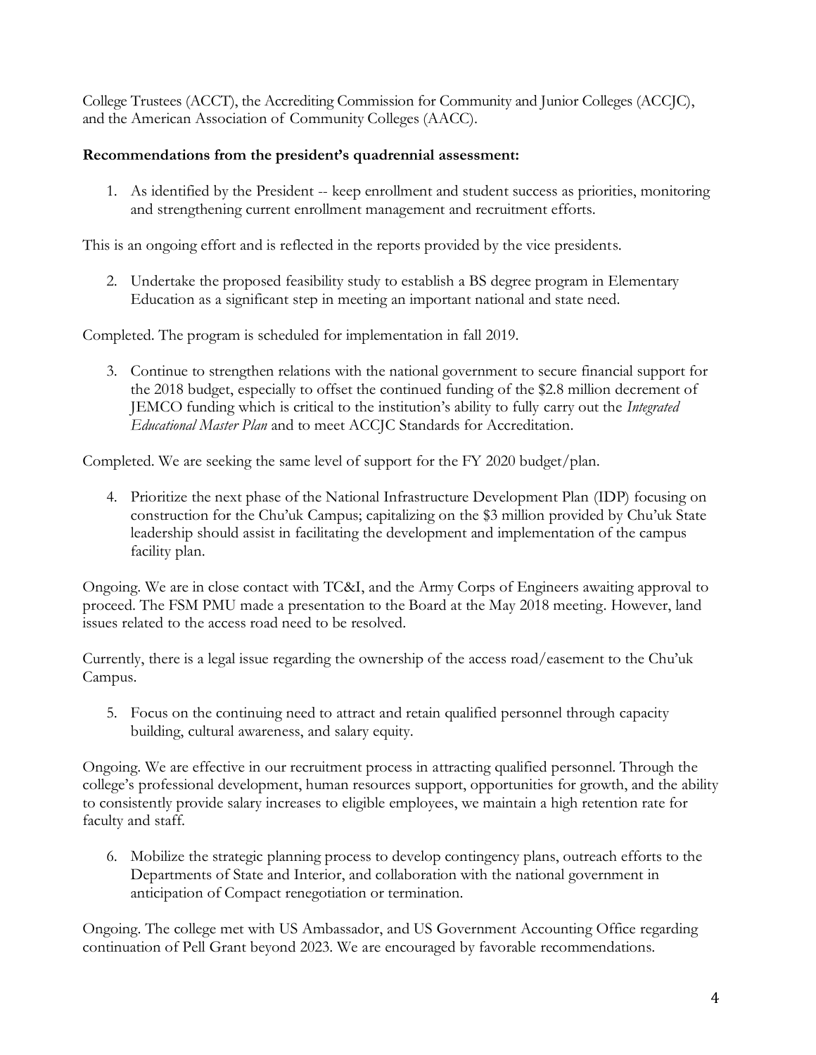College Trustees (ACCT), the Accrediting Commission for Community and Junior Colleges (ACCJC), and the American Association of Community Colleges (AACC).

**Recommendations from the president's quadrennial assessment:**

1. As identified by the President -- keep enrollment and student success as priorities, monitoring and strengthening current enrollment management and recruitment efforts.

This is an ongoing effort and is reflected in the reports provided by the vice presidents.

2. Undertake the proposed feasibility study to establish a BS degree program in Elementary Education as a significant step in meeting an important national and state need.

Completed. The program is scheduled for implementation in fall 2019.

3. Continue to strengthen relations with the national government to secure financial support for the 2018 budget, especially to offset the continued funding of the $2.8 million decrement of JEMCO funding which is critical to the institution's ability to fully carry out the *Integrated Educational Master Plan* and to meet ACCJC Standards for Accreditation.

Completed. We are seeking the same level of support for the FY 2020 budget/plan.

4. Prioritize the next phase of the National Infrastructure Development Plan (IDP) focusing on construction for the Chu'uk Campus; capitalizing on the $3 million provided by Chu'uk State leadership should assist in facilitating the development and implementation of the campus facility plan.

Ongoing. We are in close contact with TC&I, and the Army Corps of Engineers awaiting approval to proceed. The FSM PMU made a presentation to the Board at the May 2018 meeting. However, land issues related to the access road need to be resolved.

Currently, there is a legal issue regarding the ownership of the access road/easement to the Chu'uk Campus.

5. Focus on the continuing need to attract and retain qualified personnel through capacity building, cultural awareness, and salary equity.

Ongoing. We are effective in our recruitment process in attracting qualified personnel. Through the college's professional development, human resources support, opportunities for growth, and the ability to consistently provide salary increases to eligible employees, we maintain a high retention rate for faculty and staff.

6. Mobilize the strategic planning process to develop contingency plans, outreach efforts to the Departments of State and Interior, and collaboration with the national government in anticipation of Compact renegotiation or termination.

Ongoing. The college met with US Ambassador, and US Government Accounting Office regarding continuation of Pell Grant beyond 2023. We are encouraged by favorable recommendations.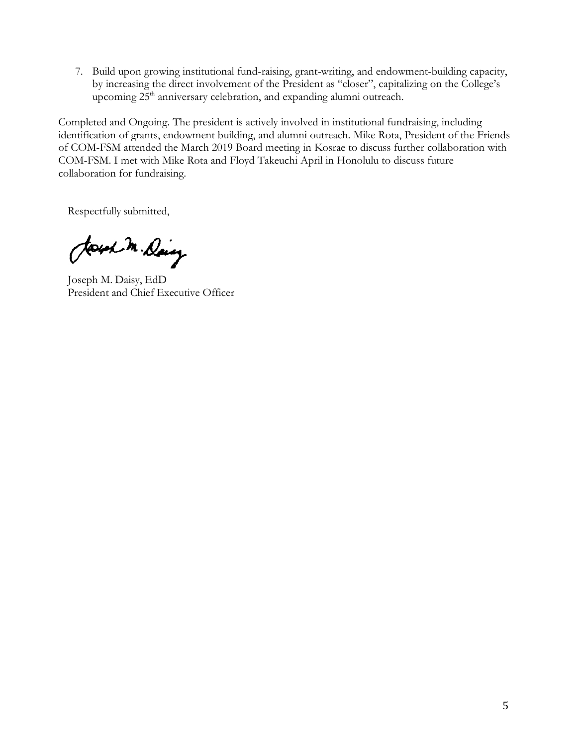7. Build upon growing institutional fund-raising, grant-writing, and endowment-building capacity, by increasing the direct involvement of the President as "closer", capitalizing on the College's upcoming 25th anniversary celebration, and expanding alumni outreach.

Completed and Ongoing. The president is actively involved in institutional fundraising, including identification of grants, endowment building, and alumni outreach. Mike Rota, President of the Friends of COM-FSM attended the March 2019 Board meeting in Kosrae to discuss further collaboration with COM-FSM. I met with Mike Rota and Floyd Takeuchi April in Honolulu to discuss future collaboration for fundraising.

Respectfully submitted,

Joseph M. Daisy, EdD
President and Chief Executive Officer